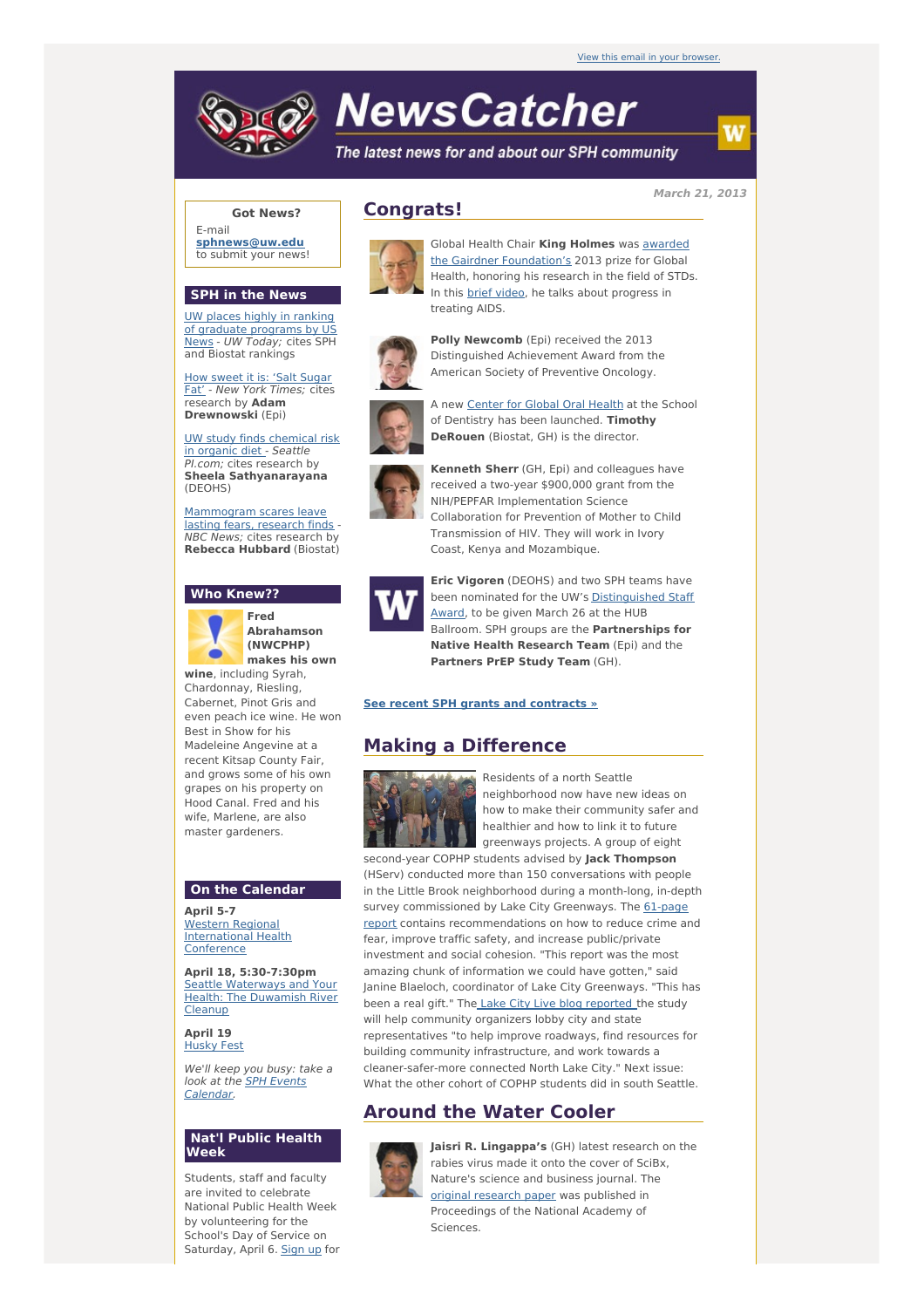View this email in your browser.

# NewsCatcher

*The latest news for and about our SPH community*

**March 21, 2013**

## Congrats!

Global Health Chair **King Holmes** was awarded the Gairdner Foundation's 2013 prize for Global Health, honoring his research in the field of STDs. In this brief video, he talks about progress in treating AIDS.

**Polly Newcomb** (Epi) received the 2013 Distinguished Achievement Award from the American Society of Preventive Oncology.

A new Center for Global Oral Health at the School of Dentistry has been launched. **Timothy DeRouen** (Biostat, GH) is the director.

**Kenneth Sherr** (GH, Epi) and colleagues have received a two-year $900,000 grant from the NIH/PEPFAR Implementation Science Collaboration for Prevention of Mother to Child Transmission of HIV. They will work in Ivory Coast, Kenya and Mozambique.

**Eric Vigoren** (DEOHS) and two SPH teams have been nominated for the UW's Distinguished Staff Award, to be given March 26 at the HUB Ballroom. SPH groups are the **Partnerships for Native Health Research Team** (Epi) and the **Partners PrEP Study Team** (GH).

**See recent SPH grants and contracts »**

## Making a Difference

Residents of a north Seattle neighborhood now have new ideas on how to make their community safer and healthier and how to link it to future greenways projects. A group of eight second-year COPHP students advised by **Jack Thompson** (HServ) conducted more than 150 conversations with people in the Little Brook neighborhood during a month-long, in-depth survey commissioned by Lake City Greenways. The 61-page report contains recommendations on how to reduce crime and fear, improve traffic safety, and increase public/private investment and social cohesion. "This report was the most amazing chunk of information we could have gotten," said Janine Blaeloch, coordinator of Lake City Greenways. "This has been a real gift." The Lake City Live blog reported the study will help community organizers lobby city and state representatives "to help improve roadways, find resources for building community infrastructure, and work towards a cleaner-safer-more connected North Lake City." Next issue: What the other cohort of COPHP students did in south Seattle.

## Around the Water Cooler

**Jaisri R. Lingappa's** (GH) latest research on the rabies virus made it onto the cover of SciBx, Nature's science and business journal. The original research paper was published in Proceedings of the National Academy of Sciences.

### Got News?

E-mail **sphnews@uw.edu** to submit your news!

### SPH in the News

UW places highly in ranking of graduate programs by US News - *UW Today;* cites SPH and Biostat rankings

How sweet it is: 'Salt Sugar Fat' - *New York Times;* cites research by **Adam Drewnowski** (Epi)

UW study finds chemical risk in organic diet - *Seattle PI.com;* cites research by **Sheela Sathyanarayana** (DEOHS)

Mammogram scares leave lasting fears, research finds - *NBC News;* cites research by **Rebecca Hubbard** (Biostat)

### Who Knew??

**Fred Abrahamson (NWCPHP) makes his own wine**, including Syrah, Chardonnay, Riesling, Cabernet, Pinot Gris and even peach ice wine. He won Best in Show for his Madeleine Angevine at a recent Kitsap County Fair, and grows some of his own grapes on his property on Hood Canal. Fred and his wife, Marlene, are also master gardeners.

### On the Calendar

**April 5-7**
Western Regional International Health Conference

**April 18, 5:30-7:30pm**
Seattle Waterways and Your Health: The Duwamish River Cleanup

**April 19**
Husky Fest

*We'll keep you busy: take a look at the SPH Events Calendar.*

### Nat'l Public Health Week

Students, staff and faculty are invited to celebrate National Public Health Week by volunteering for the School's Day of Service on Saturday, April 6. Sign up for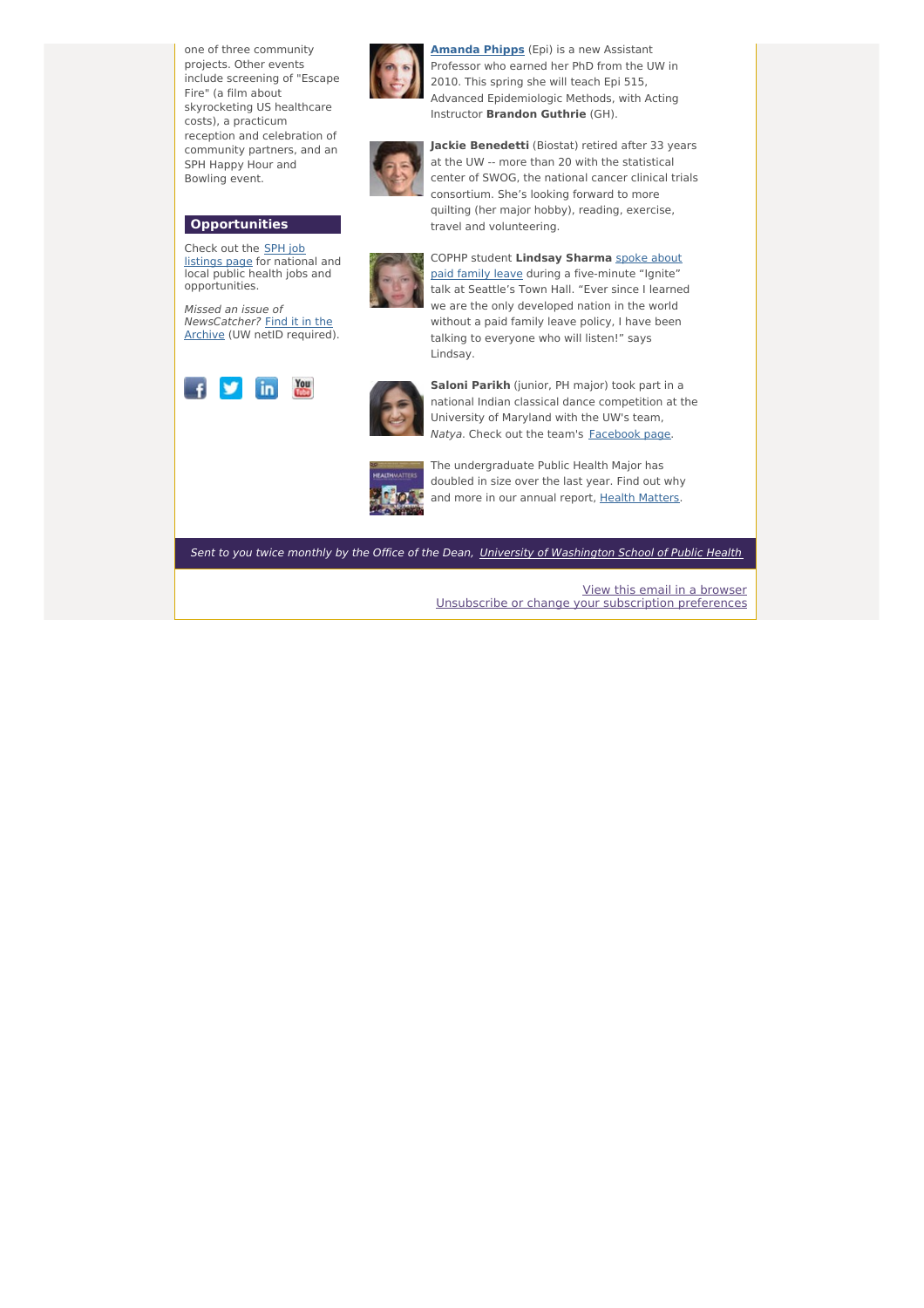one of three community projects. Other events include screening of "Escape Fire" (a film about skyrocketing US healthcare costs), a practicum reception and celebration of community partners, and an SPH Happy Hour and Bowling event.

## Opportunities

Check out the SPH job listings page for national and local public health jobs and opportunities.

*Missed an issue of NewsCatcher?* Find it in the Archive (UW netID required).

**Amanda Phipps** (Epi) is a new Assistant Professor who earned her PhD from the UW in 2010. This spring she will teach Epi 515, Advanced Epidemiologic Methods, with Acting Instructor **Brandon Guthrie** (GH).

**Jackie Benedetti** (Biostat) retired after 33 years at the UW -- more than 20 with the statistical center of SWOG, the national cancer clinical trials consortium. She's looking forward to more quilting (her major hobby), reading, exercise, travel and volunteering.

COPHP student **Lindsay Sharma** spoke about paid family leave during a five-minute "Ignite" talk at Seattle's Town Hall. "Ever since I learned we are the only developed nation in the world without a paid family leave policy, I have been talking to everyone who will listen!" says Lindsay.

**Saloni Parikh** (junior, PH major) took part in a national Indian classical dance competition at the University of Maryland with the UW's team, *Natya*. Check out the team's Facebook page.

The undergraduate Public Health Major has doubled in size over the last year. Find out why and more in our annual report, Health Matters.

*Sent to you twice monthly by the Office of the Dean, University of Washington School of Public Health*

View this email in a browser
Unsubscribe or change your subscription preferences